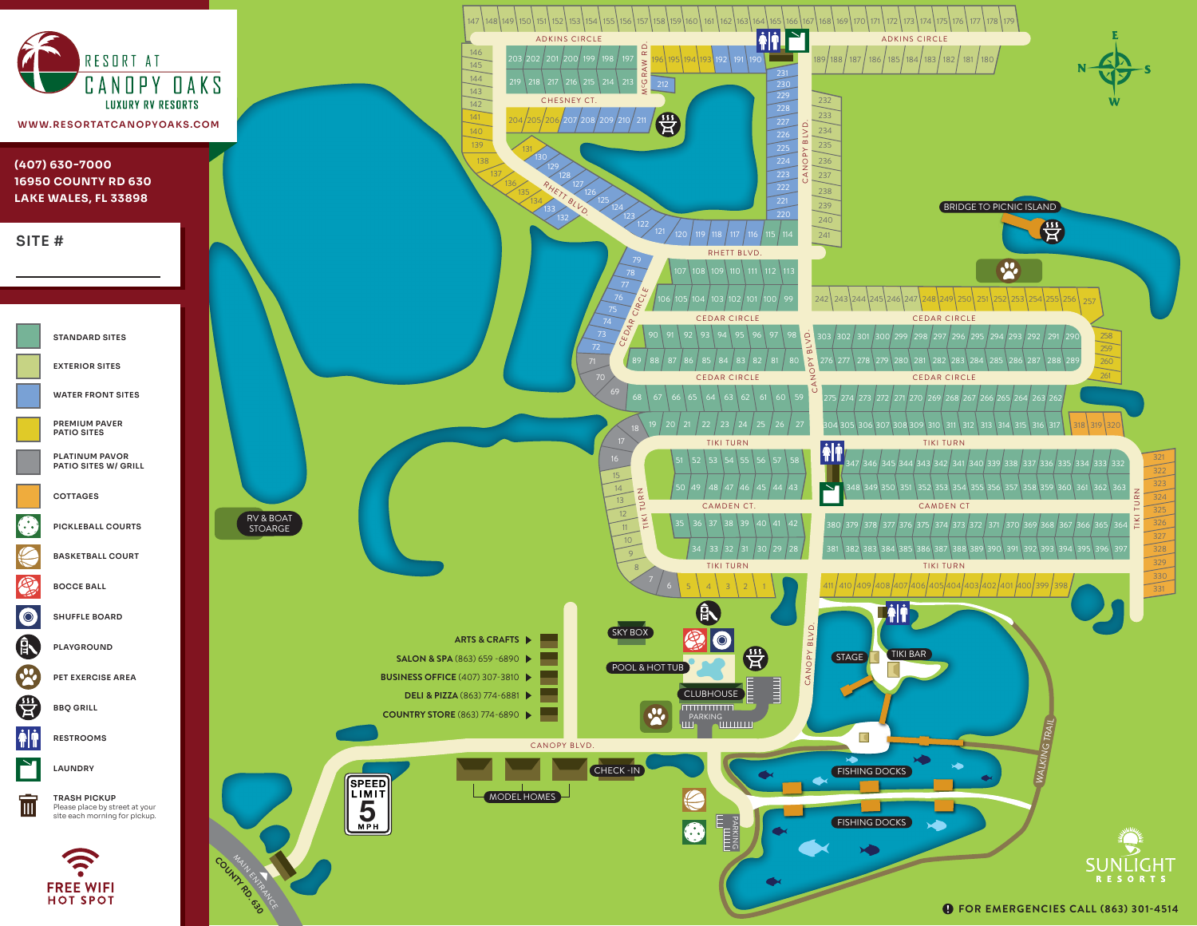# RESORT AT CANOPY OAKS

LUXURY RV RESORTS

WWW.RESORTATCANOPYOAKS.COM

**(407) 630-7000**
**16950 COUNTY RD 630**
**LAKE WALES, FL 33898**

**SITE #** ________________

- STANDARD SITES
- EXTERIOR SITES
- WATER FRONT SITES
- PREMIUM PAVER PATIO SITES
- PLATINUM PAVOR PATIO SITES W/ GRILL
- COTTAGES
- PICKLEBALL COURTS
- BASKETBALL COURT
- BOCCE BALL
- SHUFFLE BOARD
- PLAYGROUND
- PET EXERCISE AREA
- BBQ GRILL
- RESTROOMS
- LAUNDRY
- TRASH PICKUP
  Please place by street at your site each morning for pickup.

**FREE WIFI HOT SPOT**

ADKINS CIRCLE · CHESNEY CT. · M'GRAW RD. · RHETT BLVD. · CANOPY BLVD. · CEDAR CIRCLE · TIKI TURN · CAMDEN CT. · COUNTY RD. 630 · MAIN ENTRANCE

BRIDGE TO PICNIC ISLAND

RV & BOAT STOARGE

SKY BOX

POOL & HOT TUB

CLUBHOUSE

PARKING

STAGE

TIKI BAR

WALKING TRAIL

FISHING DOCKS

CHECK-IN

MODEL HOMES

- ARTS & CRAFTS
- SALON & SPA (863) 659 -6890
- BUSINESS OFFICE (407) 307-3810
- DELI & PIZZA (863) 774-6881
- COUNTRY STORE (863) 774-6890

SPEED LIMIT 5 MPH

SUNLIGHT RESORTS

FOR EMERGENCIES CALL (863) 301-4514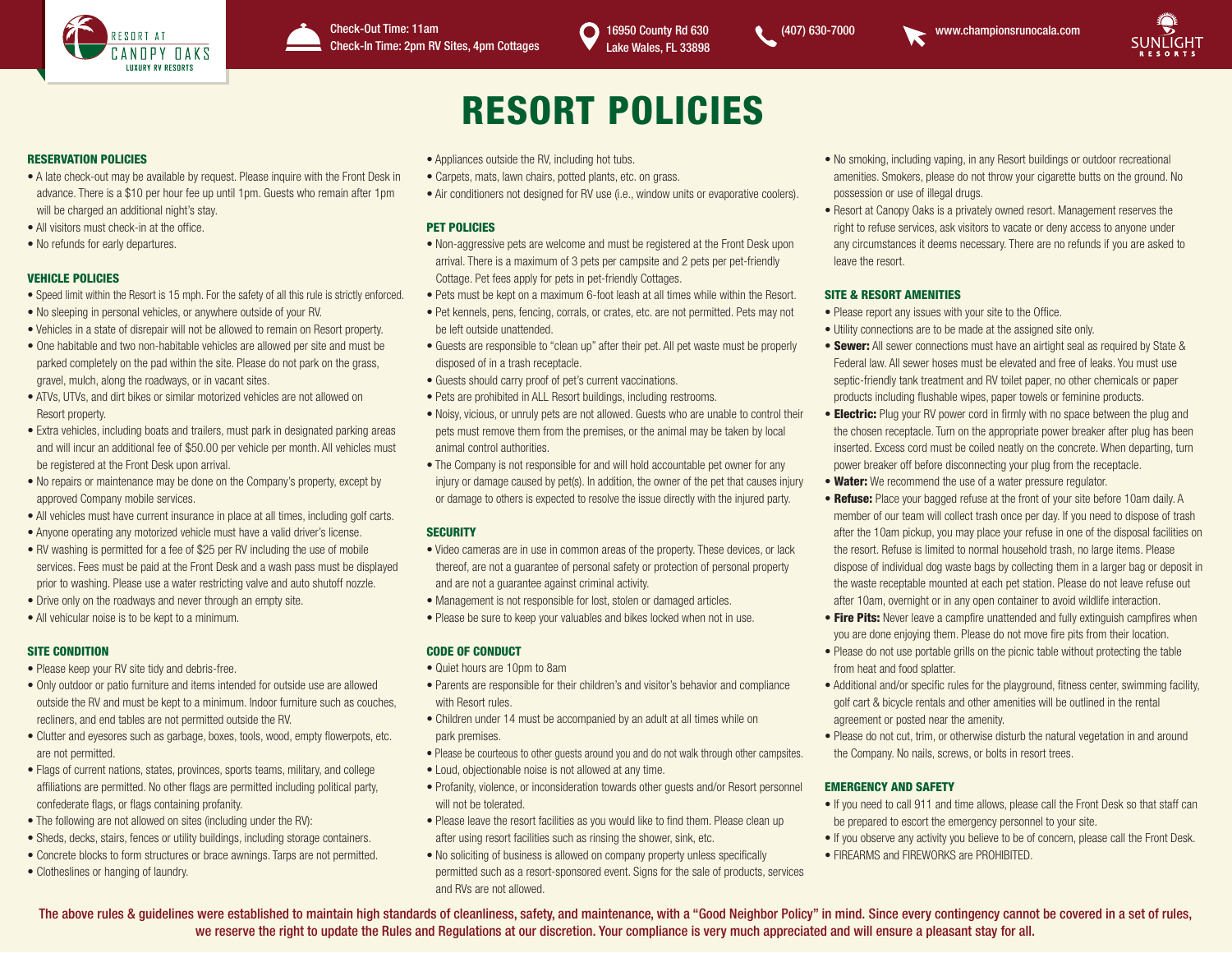Check-Out Time: 11am
Check-In Time: 2pm RV Sites, 4pm Cottages

16950 County Rd 630
Lake Wales, FL 33898

(407) 630-7000

www.championsrunocala.com

# RESORT POLICIES

### RESERVATION POLICIES

- A late check-out may be available by request. Please inquire with the Front Desk in advance. There is a $10 per hour fee up until 1pm. Guests who remain after 1pm will be charged an additional night's stay.
- All visitors must check-in at the office.
- No refunds for early departures.

### VEHICLE POLICIES

- Speed limit within the Resort is 15 mph. For the safety of all this rule is strictly enforced.
- No sleeping in personal vehicles, or anywhere outside of your RV.
- Vehicles in a state of disrepair will not be allowed to remain on Resort property.
- One habitable and two non-habitable vehicles are allowed per site and must be parked completely on the pad within the site. Please do not park on the grass, gravel, mulch, along the roadways, or in vacant sites.
- ATVs, UTVs, and dirt bikes or similar motorized vehicles are not allowed on Resort property.
- Extra vehicles, including boats and trailers, must park in designated parking areas and will incur an additional fee of $50.00 per vehicle per month. All vehicles must be registered at the Front Desk upon arrival.
- No repairs or maintenance may be done on the Company's property, except by approved Company mobile services.
- All vehicles must have current insurance in place at all times, including golf carts.
- Anyone operating any motorized vehicle must have a valid driver's license.
- RV washing is permitted for a fee of $25 per RV including the use of mobile services. Fees must be paid at the Front Desk and a wash pass must be displayed prior to washing. Please use a water restricting valve and auto shutoff nozzle.
- Drive only on the roadways and never through an empty site.
- All vehicular noise is to be kept to a minimum.

### SITE CONDITION

- Please keep your RV site tidy and debris-free.
- Only outdoor or patio furniture and items intended for outside use are allowed outside the RV and must be kept to a minimum. Indoor furniture such as couches, recliners, and end tables are not permitted outside the RV.
- Clutter and eyesores such as garbage, boxes, tools, wood, empty flowerpots, etc. are not permitted.
- Flags of current nations, states, provinces, sports teams, military, and college affiliations are permitted. No other flags are permitted including political party, confederate flags, or flags containing profanity.
- The following are not allowed on sites (including under the RV):
- Sheds, decks, stairs, fences or utility buildings, including storage containers.
- Concrete blocks to form structures or brace awnings. Tarps are not permitted.
- Clotheslines or hanging of laundry.
- Appliances outside the RV, including hot tubs.
- Carpets, mats, lawn chairs, potted plants, etc. on grass.
- Air conditioners not designed for RV use (i.e., window units or evaporative coolers).

### PET POLICIES

- Non-aggressive pets are welcome and must be registered at the Front Desk upon arrival. There is a maximum of 3 pets per campsite and 2 pets per pet-friendly Cottage. Pet fees apply for pets in pet-friendly Cottages.
- Pets must be kept on a maximum 6-foot leash at all times while within the Resort.
- Pet kennels, pens, fencing, corrals, or crates, etc. are not permitted. Pets may not be left outside unattended.
- Guests are responsible to "clean up" after their pet. All pet waste must be properly disposed of in a trash receptacle.
- Guests should carry proof of pet's current vaccinations.
- Pets are prohibited in ALL Resort buildings, including restrooms.
- Noisy, vicious, or unruly pets are not allowed. Guests who are unable to control their pets must remove them from the premises, or the animal may be taken by local animal control authorities.
- The Company is not responsible for and will hold accountable pet owner for any injury or damage caused by pet(s). In addition, the owner of the pet that causes injury or damage to others is expected to resolve the issue directly with the injured party.

### SECURITY

- Video cameras are in use in common areas of the property. These devices, or lack thereof, are not a guarantee of personal safety or protection of personal property and are not a guarantee against criminal activity.
- Management is not responsible for lost, stolen or damaged articles.
- Please be sure to keep your valuables and bikes locked when not in use.

### CODE OF CONDUCT

- Quiet hours are 10pm to 8am
- Parents are responsible for their children's and visitor's behavior and compliance with Resort rules.
- Children under 14 must be accompanied by an adult at all times while on park premises.
- Please be courteous to other guests around you and do not walk through other campsites.
- Loud, objectionable noise is not allowed at any time.
- Profanity, violence, or inconsideration towards other guests and/or Resort personnel will not be tolerated.
- Please leave the resort facilities as you would like to find them. Please clean up after using resort facilities such as rinsing the shower, sink, etc.
- No soliciting of business is allowed on company property unless specifically permitted such as a resort-sponsored event. Signs for the sale of products, services and RVs are not allowed.
- No smoking, including vaping, in any Resort buildings or outdoor recreational amenities. Smokers, please do not throw your cigarette butts on the ground. No possession or use of illegal drugs.
- Resort at Canopy Oaks is a privately owned resort. Management reserves the right to refuse services, ask visitors to vacate or deny access to anyone under any circumstances it deems necessary. There are no refunds if you are asked to leave the resort.

### SITE & RESORT AMENITIES

- Please report any issues with your site to the Office.
- Utility connections are to be made at the assigned site only.
- **Sewer:** All sewer connections must have an airtight seal as required by State & Federal law. All sewer hoses must be elevated and free of leaks. You must use septic-friendly tank treatment and RV toilet paper, no other chemicals or paper products including flushable wipes, paper towels or feminine products.
- **Electric:** Plug your RV power cord in firmly with no space between the plug and the chosen receptacle. Turn on the appropriate power breaker after plug has been inserted. Excess cord must be coiled neatly on the concrete. When departing, turn power breaker off before disconnecting your plug from the receptacle.
- **Water:** We recommend the use of a water pressure regulator.
- **Refuse:** Place your bagged refuse at the front of your site before 10am daily. A member of our team will collect trash once per day. If you need to dispose of trash after the 10am pickup, you may place your refuse in one of the disposal facilities on the resort. Refuse is limited to normal household trash, no large items. Please dispose of individual dog waste bags by collecting them in a larger bag or deposit in the waste receptable mounted at each pet station. Please do not leave refuse out after 10am, overnight or in any open container to avoid wildlife interaction.
- **Fire Pits:** Never leave a campfire unattended and fully extinguish campfires when you are done enjoying them. Please do not move fire pits from their location.
- Please do not use portable grills on the picnic table without protecting the table from heat and food splatter.
- Additional and/or specific rules for the playground, fitness center, swimming facility, golf cart & bicycle rentals and other amenities will be outlined in the rental agreement or posted near the amenity.
- Please do not cut, trim, or otherwise disturb the natural vegetation in and around the Company. No nails, screws, or bolts in resort trees.

### EMERGENCY AND SAFETY

- If you need to call 911 and time allows, please call the Front Desk so that staff can be prepared to escort the emergency personnel to your site.
- If you observe any activity you believe to be of concern, please call the Front Desk.
- FIREARMS and FIREWORKS are PROHIBITED.

The above rules & guidelines were established to maintain high standards of cleanliness, safety, and maintenance, with a "Good Neighbor Policy" in mind. Since every contingency cannot be covered in a set of rules, we reserve the right to update the Rules and Regulations at our discretion. Your compliance is very much appreciated and will ensure a pleasant stay for all.